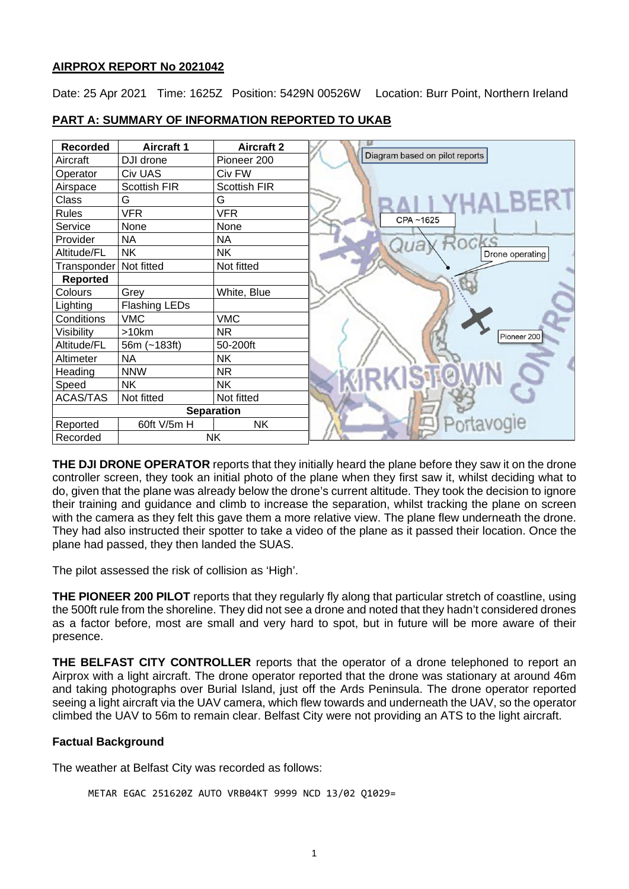**AIRPROX REPORT No 2021042**

Date: 25 Apr 2021 Time: 1625Z Position: 5429N 00526W Location: Burr Point, Northern Ireland

**PART A: SUMMARY OF INFORMATION REPORTED TO UKAB**

| Recorded | Aircraft 1 | Aircraft 2 |
|---|---|---|
| Aircraft | DJI drone | Pioneer 200 |
| Operator | Civ UAS | Civ FW |
| Airspace | Scottish FIR | Scottish FIR |
| Class | G | G |
| Rules | VFR | VFR |
| Service | None | None |
| Provider | NA | NA |
| Altitude/FL | NK | NK |
| Transponder | Not fitted | Not fitted |
| **Reported** | | |
| Colours | Grey | White, Blue |
| Lighting | Flashing LEDs | |
| Conditions | VMC | VMC |
| Visibility | >10km | NR |
| Altitude/FL | 56m (~183ft) | 50-200ft |
| Altimeter | NA | NK |
| Heading | NNW | NR |
| Speed | NK | NK |
| ACAS/TAS | Not fitted | Not fitted |
| **Separation** | | |
| Reported | 60ft V/5m H | NK |
| Recorded | NK | |

Diagram based on pilot reports

CPA ~1625

Drone operating

Pioneer 200

**THE DJI DRONE OPERATOR** reports that they initially heard the plane before they saw it on the drone controller screen, they took an initial photo of the plane when they first saw it, whilst deciding what to do, given that the plane was already below the drone's current altitude. They took the decision to ignore their training and guidance and climb to increase the separation, whilst tracking the plane on screen with the camera as they felt this gave them a more relative view. The plane flew underneath the drone. They had also instructed their spotter to take a video of the plane as it passed their location. Once the plane had passed, they then landed the SUAS.

The pilot assessed the risk of collision as 'High'.

**THE PIONEER 200 PILOT** reports that they regularly fly along that particular stretch of coastline, using the 500ft rule from the shoreline. They did not see a drone and noted that they hadn't considered drones as a factor before, most are small and very hard to spot, but in future will be more aware of their presence.

**THE BELFAST CITY CONTROLLER** reports that the operator of a drone telephoned to report an Airprox with a light aircraft. The drone operator reported that the drone was stationary at around 46m and taking photographs over Burial Island, just off the Ards Peninsula. The drone operator reported seeing a light aircraft via the UAV camera, which flew towards and underneath the UAV, so the operator climbed the UAV to 56m to remain clear. Belfast City were not providing an ATS to the light aircraft.

## Factual Background

The weather at Belfast City was recorded as follows:

```
METAR EGAC 251620Z AUTO VRB04KT 9999 NCD 13/02 Q1029=
```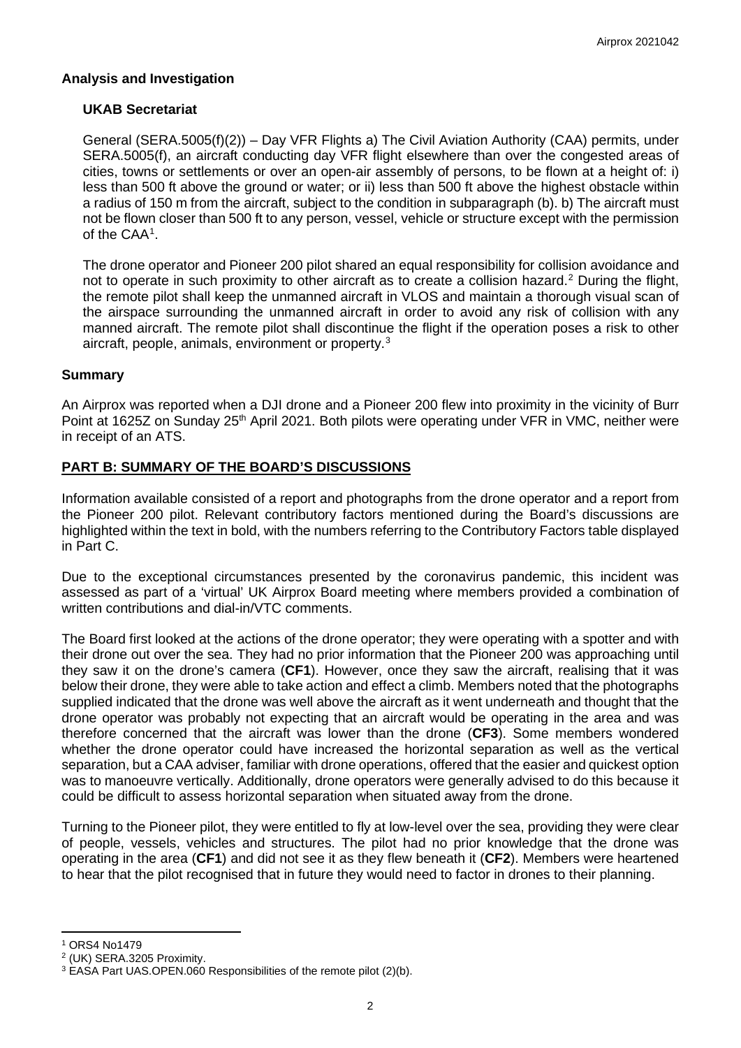**Analysis and Investigation**

**UKAB Secretariat**

General (SERA.5005(f)(2)) – Day VFR Flights a) The Civil Aviation Authority (CAA) permits, under SERA.5005(f), an aircraft conducting day VFR flight elsewhere than over the congested areas of cities, towns or settlements or over an open-air assembly of persons, to be flown at a height of: i) less than 500 ft above the ground or water; or ii) less than 500 ft above the highest obstacle within a radius of 150 m from the aircraft, subject to the condition in subparagraph (b). b) The aircraft must not be flown closer than 500 ft to any person, vessel, vehicle or structure except with the permission of the CAA[1].

The drone operator and Pioneer 200 pilot shared an equal responsibility for collision avoidance and not to operate in such proximity to other aircraft as to create a collision hazard.[2] During the flight, the remote pilot shall keep the unmanned aircraft in VLOS and maintain a thorough visual scan of the airspace surrounding the unmanned aircraft in order to avoid any risk of collision with any manned aircraft. The remote pilot shall discontinue the flight if the operation poses a risk to other aircraft, people, animals, environment or property.[3]

**Summary**

An Airprox was reported when a DJI drone and a Pioneer 200 flew into proximity in the vicinity of Burr Point at 1625Z on Sunday 25th April 2021. Both pilots were operating under VFR in VMC, neither were in receipt of an ATS.

**PART B: SUMMARY OF THE BOARD'S DISCUSSIONS**

Information available consisted of a report and photographs from the drone operator and a report from the Pioneer 200 pilot. Relevant contributory factors mentioned during the Board's discussions are highlighted within the text in bold, with the numbers referring to the Contributory Factors table displayed in Part C.

Due to the exceptional circumstances presented by the coronavirus pandemic, this incident was assessed as part of a 'virtual' UK Airprox Board meeting where members provided a combination of written contributions and dial-in/VTC comments.

The Board first looked at the actions of the drone operator; they were operating with a spotter and with their drone out over the sea. They had no prior information that the Pioneer 200 was approaching until they saw it on the drone's camera (**CF1**). However, once they saw the aircraft, realising that it was below their drone, they were able to take action and effect a climb. Members noted that the photographs supplied indicated that the drone was well above the aircraft as it went underneath and thought that the drone operator was probably not expecting that an aircraft would be operating in the area and was therefore concerned that the aircraft was lower than the drone (**CF3**). Some members wondered whether the drone operator could have increased the horizontal separation as well as the vertical separation, but a CAA adviser, familiar with drone operations, offered that the easier and quickest option was to manoeuvre vertically. Additionally, drone operators were generally advised to do this because it could be difficult to assess horizontal separation when situated away from the drone.

Turning to the Pioneer pilot, they were entitled to fly at low-level over the sea, providing they were clear of people, vessels, vehicles and structures. The pilot had no prior knowledge that the drone was operating in the area (**CF1**) and did not see it as they flew beneath it (**CF2**). Members were heartened to hear that the pilot recognised that in future they would need to factor in drones to their planning.

---

[1] ORS4 No1479

[2] (UK) SERA.3205 Proximity.

[3] EASA Part UAS.OPEN.060 Responsibilities of the remote pilot (2)(b).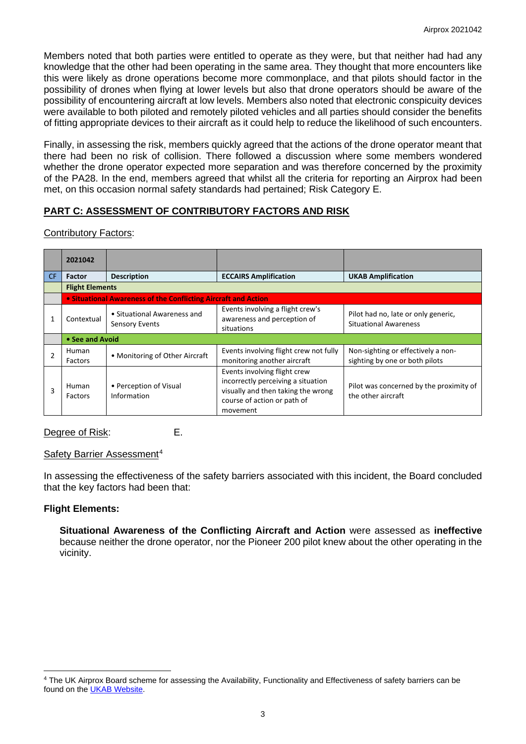Members noted that both parties were entitled to operate as they were, but that neither had had any knowledge that the other had been operating in the same area. They thought that more encounters like this were likely as drone operations become more commonplace, and that pilots should factor in the possibility of drones when flying at lower levels but also that drone operators should be aware of the possibility of encountering aircraft at low levels. Members also noted that electronic conspicuity devices were available to both piloted and remotely piloted vehicles and all parties should consider the benefits of fitting appropriate devices to their aircraft as it could help to reduce the likelihood of such encounters.

Finally, in assessing the risk, members quickly agreed that the actions of the drone operator meant that there had been no risk of collision. There followed a discussion where some members wondered whether the drone operator expected more separation and was therefore concerned by the proximity of the PA28. In the end, members agreed that whilst all the criteria for reporting an Airprox had been met, on this occasion normal safety standards had pertained; Risk Category E.

## PART C: ASSESSMENT OF CONTRIBUTORY FACTORS AND RISK

Contributory Factors:

| | 2021042 | | | |
|---|---|---|---|---|
| CF | Factor | Description | ECCAIRS Amplification | UKAB Amplification |
| | **Flight Elements** | | | |
| | **• Situational Awareness of the Conflicting Aircraft and Action** | | | |
| 1 | Contextual | • Situational Awareness and Sensory Events | Events involving a flight crew's awareness and perception of situations | Pilot had no, late or only generic, Situational Awareness |
| | **• See and Avoid** | | | |
| 2 | Human Factors | • Monitoring of Other Aircraft | Events involving flight crew not fully monitoring another aircraft | Non-sighting or effectively a non-sighting by one or both pilots |
| 3 | Human Factors | • Perception of Visual Information | Events involving flight crew incorrectly perceiving a situation visually and then taking the wrong course of action or path of movement | Pilot was concerned by the proximity of the other aircraft |

Degree of Risk: E.

Safety Barrier Assessment[4]

In assessing the effectiveness of the safety barriers associated with this incident, the Board concluded that the key factors had been that:

**Flight Elements:**

**Situational Awareness of the Conflicting Aircraft and Action** were assessed as **ineffective** because neither the drone operator, nor the Pioneer 200 pilot knew about the other operating in the vicinity.

---

[4] The UK Airprox Board scheme for assessing the Availability, Functionality and Effectiveness of safety barriers can be found on the UKAB Website.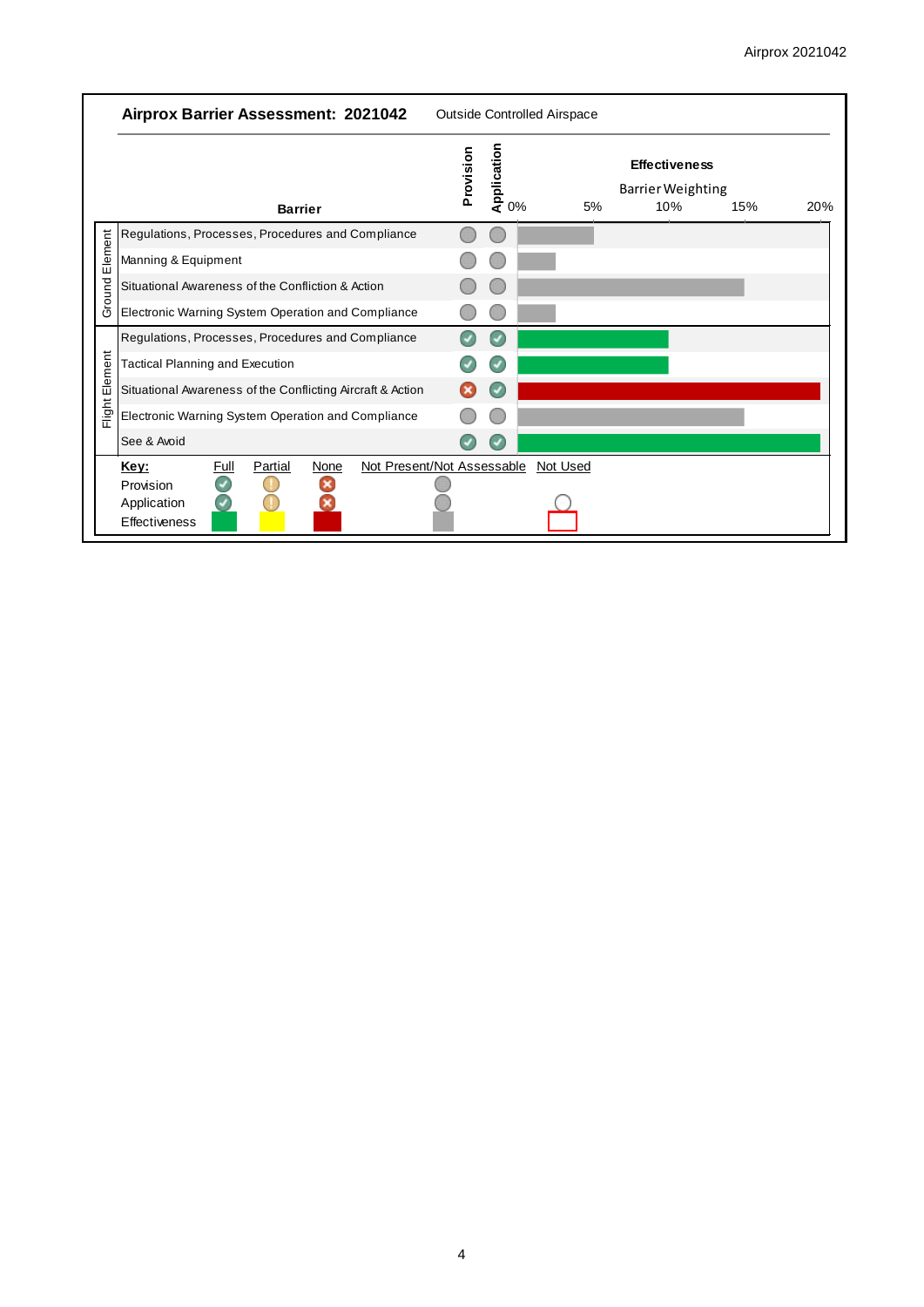**Airprox Barrier Assessment: 2021042** Outside Controlled Airspace

Barrier

Provision

Application

Effectiveness

Barrier Weighting

0% 5% 10% 15% 20%

Ground Element

Regulations, Processes, Procedures and Compliance

Manning & Equipment

Situational Awareness of the Confliction & Action

Electronic Warning System Operation and Compliance

Flight Element

Regulations, Processes, Procedures and Compliance

Tactical Planning and Execution

Situational Awareness of the Conflicting Aircraft & Action

Electronic Warning System Operation and Compliance

See & Avoid

**Key:** Full Partial None Not Present/Not Assessable Not Used

Provision

Application

Effectiveness